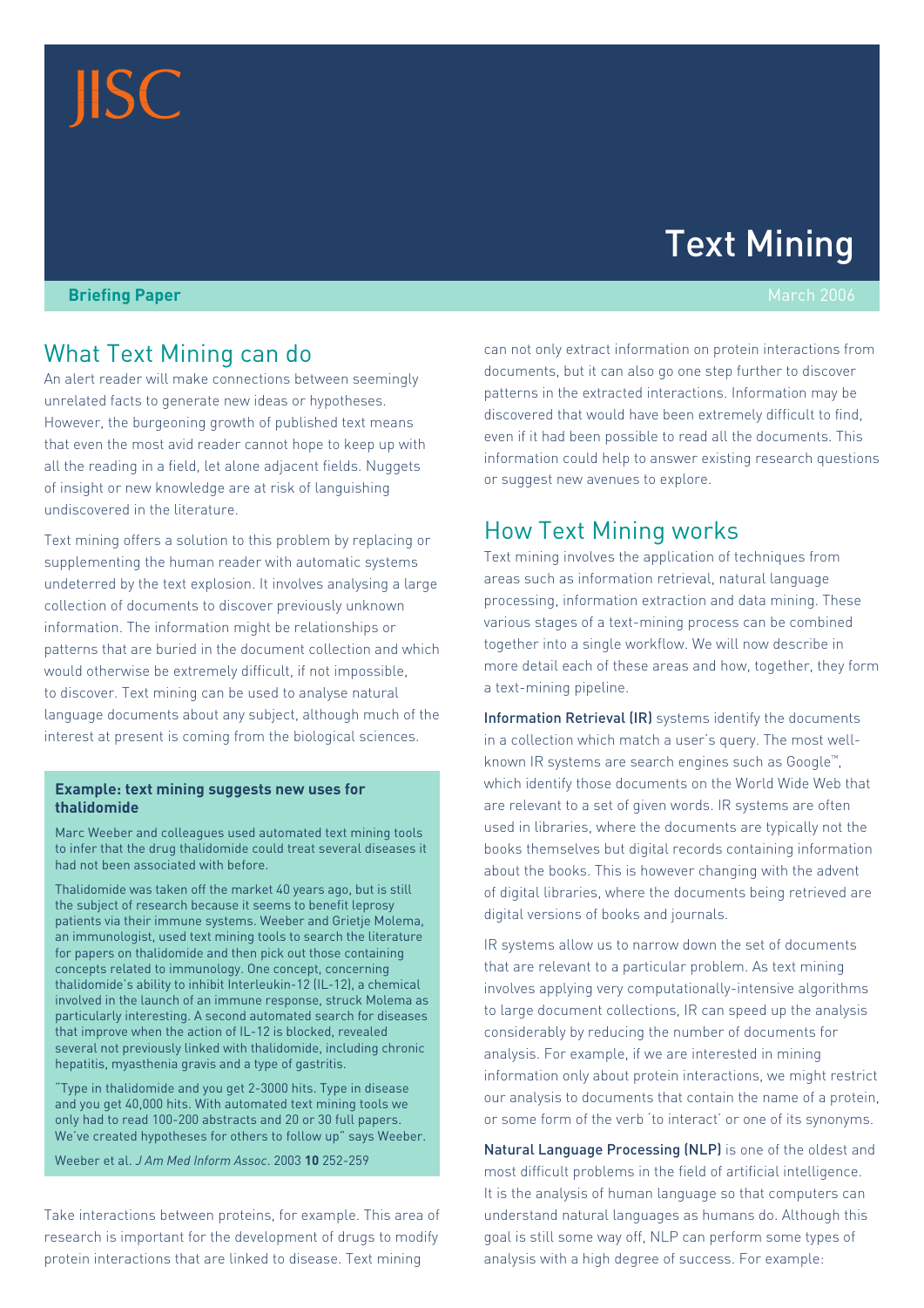JISC

# Text Mining

**Briefing Paper**

March 2006

## What Text Mining can do

An alert reader will make connections between seemingly unrelated facts to generate new ideas or hypotheses. However, the burgeoning growth of published text means that even the most avid reader cannot hope to keep up with all the reading in a field, let alone adjacent fields. Nuggets of insight or new knowledge are at risk of languishing undiscovered in the literature.

Text mining offers a solution to this problem by replacing or supplementing the human reader with automatic systems undeterred by the text explosion. It involves analysing a large collection of documents to discover previously unknown information. The information might be relationships or patterns that are buried in the document collection and which would otherwise be extremely difficult, if not impossible, to discover. Text mining can be used to analyse natural language documents about any subject, although much of the interest at present is coming from the biological sciences.

> **Example: text mining suggests new uses for thalidomide**
>
> Marc Weeber and colleagues used automated text mining tools to infer that the drug thalidomide could treat several diseases it had not been associated with before.
>
> Thalidomide was taken off the market 40 years ago, but is still the subject of research because it seems to benefit leprosy patients via their immune systems. Weeber and Grietje Molema, an immunologist, used text mining tools to search the literature for papers on thalidomide and then pick out those containing concepts related to immunology. One concept, concerning thalidomide's ability to inhibit Interleukin-12 (IL-12), a chemical involved in the launch of an immune response, struck Molema as particularly interesting. A second automated search for diseases that improve when the action of IL-12 is blocked, revealed several not previously linked with thalidomide, including chronic hepatitis, myasthenia gravis and a type of gastritis.
>
> "Type in thalidomide and you get 2-3000 hits. Type in disease and you get 40,000 hits. With automated text mining tools we only had to read 100-200 abstracts and 20 or 30 full papers. We've created hypotheses for others to follow up" says Weeber.
>
> Weeber et al. *J Am Med Inform Assoc*. 2003 **10** 252-259

Take interactions between proteins, for example. This area of research is important for the development of drugs to modify protein interactions that are linked to disease. Text mining can not only extract information on protein interactions from documents, but it can also go one step further to discover patterns in the extracted interactions. Information may be discovered that would have been extremely difficult to find, even if it had been possible to read all the documents. This information could help to answer existing research questions or suggest new avenues to explore.

## How Text Mining works

Text mining involves the application of techniques from areas such as information retrieval, natural language processing, information extraction and data mining. These various stages of a text-mining process can be combined together into a single workflow. We will now describe in more detail each of these areas and how, together, they form a text-mining pipeline.

**Information Retrieval (IR)** systems identify the documents in a collection which match a user's query. The most well-known IR systems are search engines such as Google™, which identify those documents on the World Wide Web that are relevant to a set of given words. IR systems are often used in libraries, where the documents are typically not the books themselves but digital records containing information about the books. This is however changing with the advent of digital libraries, where the documents being retrieved are digital versions of books and journals.

IR systems allow us to narrow down the set of documents that are relevant to a particular problem. As text mining involves applying very computationally-intensive algorithms to large document collections, IR can speed up the analysis considerably by reducing the number of documents for analysis. For example, if we are interested in mining information only about protein interactions, we might restrict our analysis to documents that contain the name of a protein, or some form of the verb 'to interact' or one of its synonyms.

**Natural Language Processing (NLP)** is one of the oldest and most difficult problems in the field of artificial intelligence. It is the analysis of human language so that computers can understand natural languages as humans do. Although this goal is still some way off, NLP can perform some types of analysis with a high degree of success. For example: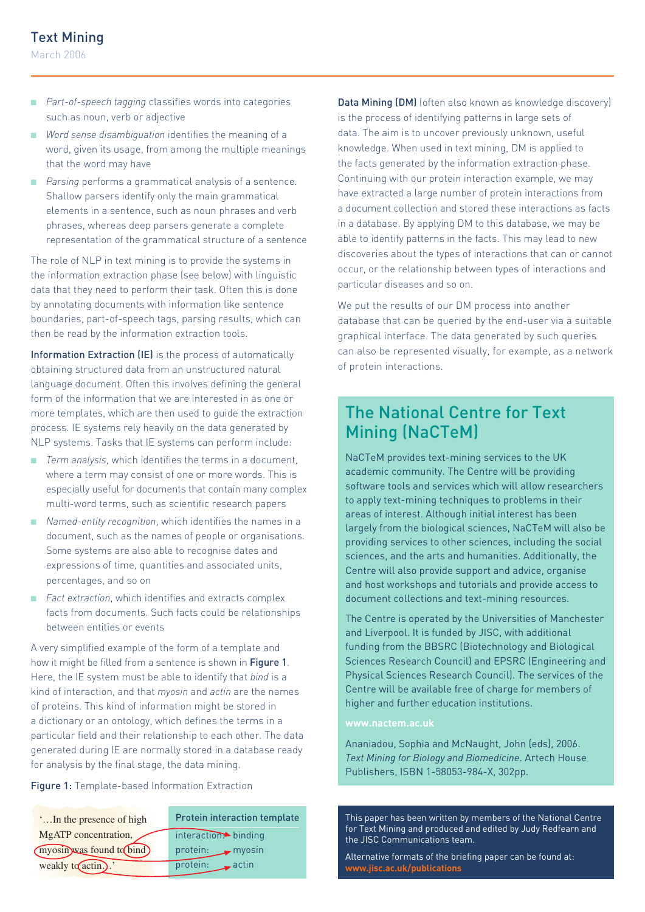- *Part-of-speech tagging* classifies words into categories such as noun, verb or adjective
- *Word sense disambiguation* identifies the meaning of a word, given its usage, from among the multiple meanings that the word may have
- *Parsing* performs a grammatical analysis of a sentence. Shallow parsers identify only the main grammatical elements in a sentence, such as noun phrases and verb phrases, whereas deep parsers generate a complete representation of the grammatical structure of a sentence

The role of NLP in text mining is to provide the systems in the information extraction phase (see below) with linguistic data that they need to perform their task. Often this is done by annotating documents with information like sentence boundaries, part-of-speech tags, parsing results, which can then be read by the information extraction tools.

**Information Extraction (IE)** is the process of automatically obtaining structured data from an unstructured natural language document. Often this involves defining the general form of the information that we are interested in as one or more templates, which are then used to guide the extraction process. IE systems rely heavily on the data generated by NLP systems. Tasks that IE systems can perform include:

- *Term analysis*, which identifies the terms in a document, where a term may consist of one or more words. This is especially useful for documents that contain many complex multi-word terms, such as scientific research papers
- *Named-entity recognition*, which identifies the names in a document, such as the names of people or organisations. Some systems are also able to recognise dates and expressions of time, quantities and associated units, percentages, and so on
- *Fact extraction*, which identifies and extracts complex facts from documents. Such facts could be relationships between entities or events

A very simplified example of the form of a template and how it might be filled from a sentence is shown in **Figure 1**. Here, the IE system must be able to identify that *bind* is a kind of interaction, and that *myosin* and *actin* are the names of proteins. This kind of information might be stored in a dictionary or an ontology, which defines the terms in a particular field and their relationship to each other. The data generated during IE are normally stored in a database ready for analysis by the final stage, the data mining.

**Figure 1:** Template-based Information Extraction

'…In the presence of high MgATP concentration, myosin was found to bind weakly to actin…'

Protein interaction template

interaction: binding

protein: myosin

protein: actin

**Data Mining (DM)** (often also known as knowledge discovery) is the process of identifying patterns in large sets of data. The aim is to uncover previously unknown, useful knowledge. When used in text mining, DM is applied to the facts generated by the information extraction phase. Continuing with our protein interaction example, we may have extracted a large number of protein interactions from a document collection and stored these interactions as facts in a database. By applying DM to this database, we may be able to identify patterns in the facts. This may lead to new discoveries about the types of interactions that can or cannot occur, or the relationship between types of interactions and particular diseases and so on.

We put the results of our DM process into another database that can be queried by the end-user via a suitable graphical interface. The data generated by such queries can also be represented visually, for example, as a network of protein interactions.

## The National Centre for Text Mining (NaCTeM)

NaCTeM provides text-mining services to the UK academic community. The Centre will be providing software tools and services which will allow researchers to apply text-mining techniques to problems in their areas of interest. Although initial interest has been largely from the biological sciences, NaCTeM will also be providing services to other sciences, including the social sciences, and the arts and humanities. Additionally, the Centre will also provide support and advice, organise and host workshops and tutorials and provide access to document collections and text-mining resources.

The Centre is operated by the Universities of Manchester and Liverpool. It is funded by JISC, with additional funding from the BBSRC (Biotechnology and Biological Sciences Research Council) and EPSRC (Engineering and Physical Sciences Research Council). The services of the Centre will be available free of charge for members of higher and further education institutions.

**www.nactem.ac.uk**

Ananiadou, Sophia and McNaught, John (eds), 2006. *Text Mining for Biology and Biomedicine*. Artech House Publishers, ISBN 1-58053-984-X, 302pp.

This paper has been written by members of the National Centre for Text Mining and produced and edited by Judy Redfearn and the JISC Communications team.

Alternative formats of the briefing paper can be found at: **www.jisc.ac.uk/publications**